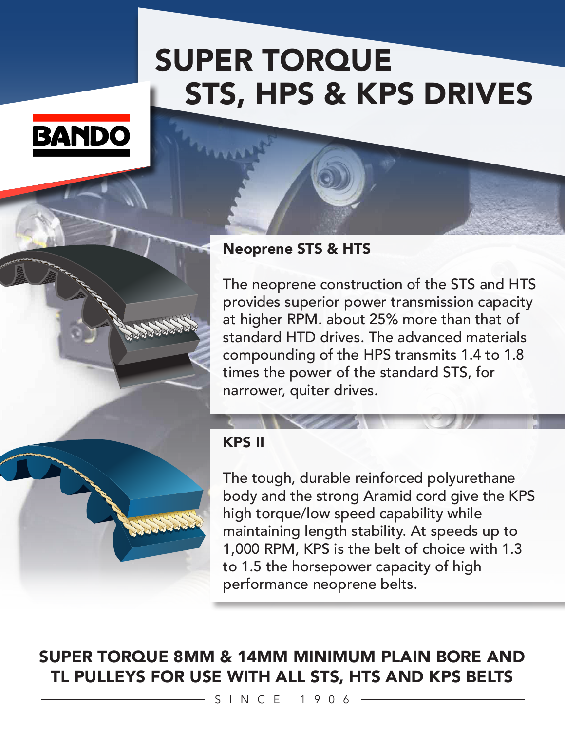# SUPER TORQUE STS, HPS & KPS DRIVES

BANDO

## Neoprene STS & HTS

The neoprene construction of the STS and HTS provides superior power transmission capacity at higher RPM. about 25% more than that of standard HTD drives. The advanced materials compounding of the HPS transmits 1.4 to 1.8 times the power of the standard STS, for narrower, quiter drives.

## KPS II

The tough, durable reinforced polyurethane body and the strong Aramid cord give the KPS high torque/low speed capability while maintaining length stability. At speeds up to 1,000 RPM, KPS is the belt of choice with 1.3 to 1.5 the horsepower capacity of high performance neoprene belts.

## SUPER TORQUE 8MM & 14MM MINIMUM PLAIN BORE AND TL PULLEYS FOR USE WITH ALL STS, HTS AND KPS BELTS

SINCE 1906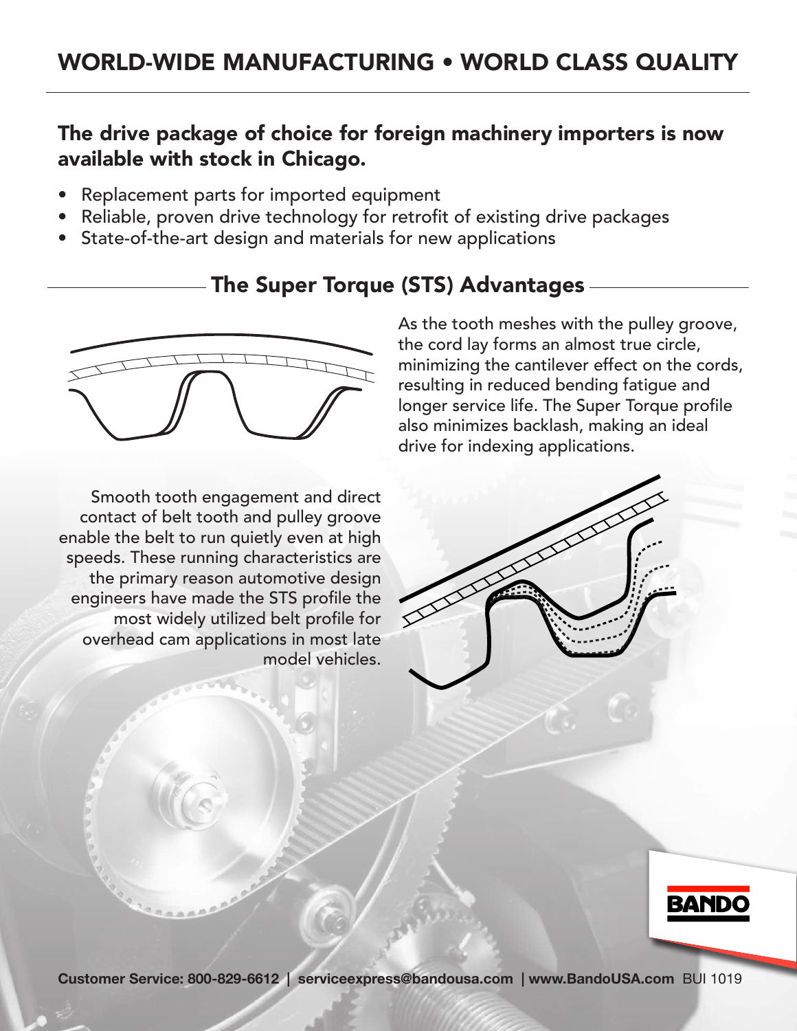# WORLD-WIDE MANUFACTURING • WORLD CLASS QUALITY

## The drive package of choice for foreign machinery importers is now available with stock in Chicago.

- Replacement parts for imported equipment
- Reliable, proven drive technology for retrofit of existing drive packages
- State-of-the-art design and materials for new applications

## The Super Torque (STS) Advantages

As the tooth meshes with the pulley groove, the cord lay forms an almost true circle, minimizing the cantilever effect on the cords, resulting in reduced bending fatigue and longer service life. The Super Torque profile also minimizes backlash, making an ideal drive for indexing applications.

Smooth tooth engagement and direct contact of belt tooth and pulley groove enable the belt to run quietly even at high speeds. These running characteristics are the primary reason automotive design engineers have made the STS profile the most widely utilized belt profile for overhead cam applications in most late model vehicles.

BANDO

**Customer Service: 800-829-6612 | serviceexpress@bandousa.com | www.BandoUSA.com** BUI 1019